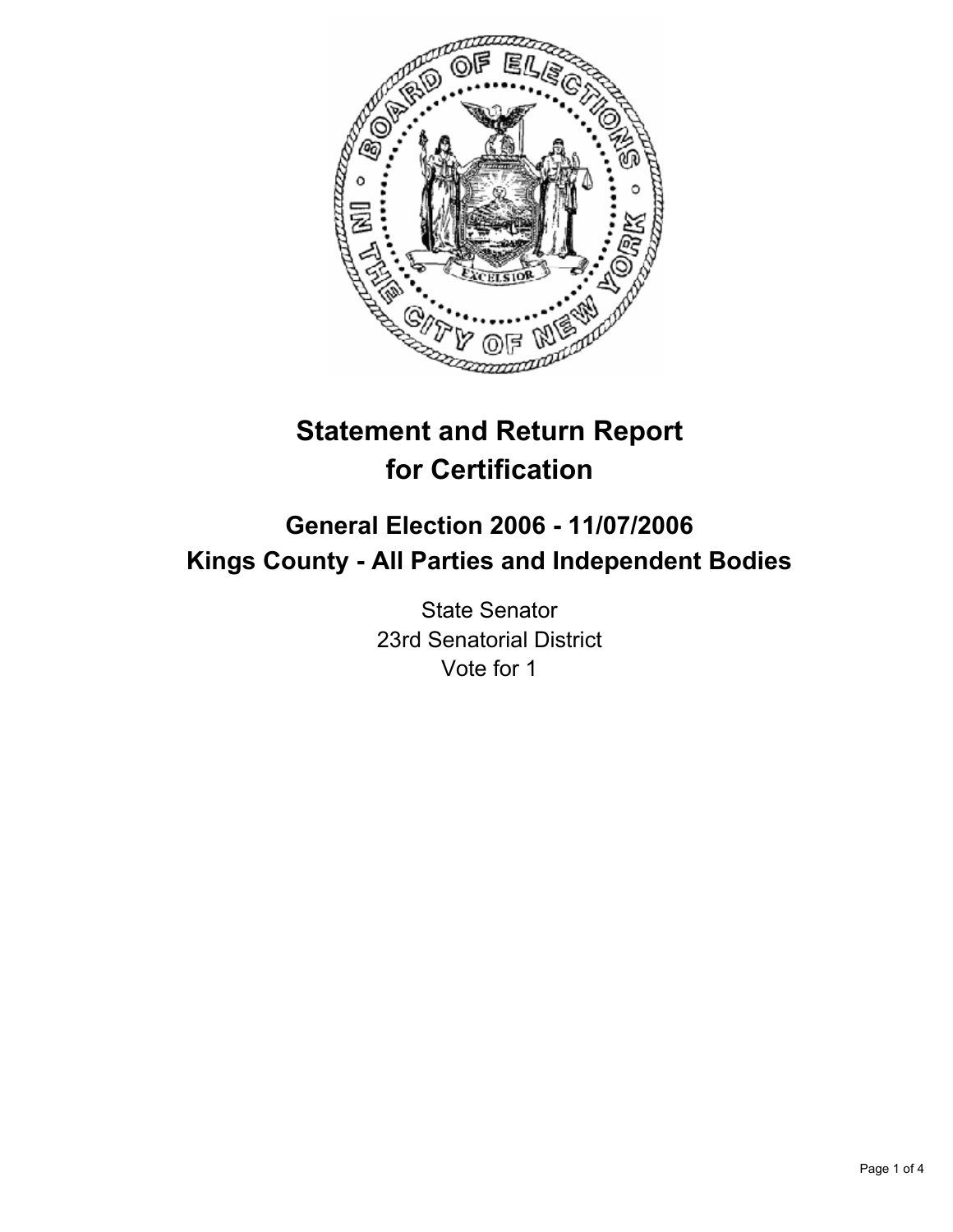# Statement and Return Report for Certification

## General Election 2006 - 11/07/2006
## Kings County - All Parties and Independent Bodies

State Senator
23rd Senatorial District
Vote for 1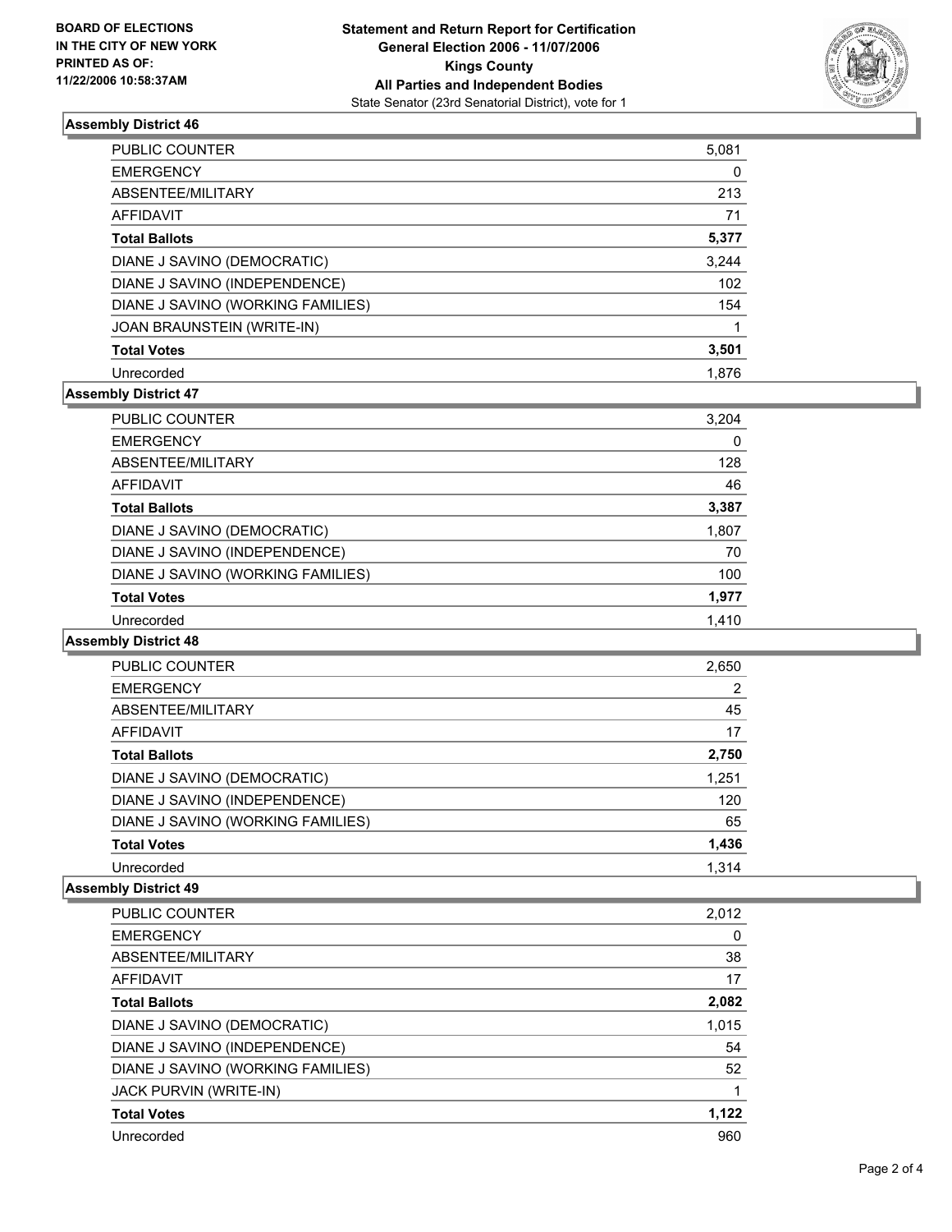**BOARD OF ELECTIONS IN THE CITY OF NEW YORK PRINTED AS OF: 11/22/2006 10:58:37AM**

**Statement and Return Report for Certification**
**General Election 2006 - 11/07/2006**
**Kings County**
**All Parties and Independent Bodies**
State Senator (23rd Senatorial District), vote for 1

### Assembly District 46

| | |
|---|---|
| PUBLIC COUNTER | 5,081 |
| EMERGENCY | 0 |
| ABSENTEE/MILITARY | 213 |
| AFFIDAVIT | 71 |
| **Total Ballots** | **5,377** |
| DIANE J SAVINO (DEMOCRATIC) | 3,244 |
| DIANE J SAVINO (INDEPENDENCE) | 102 |
| DIANE J SAVINO (WORKING FAMILIES) | 154 |
| JOAN BRAUNSTEIN (WRITE-IN) | 1 |
| **Total Votes** | **3,501** |
| Unrecorded | 1,876 |

### Assembly District 47

| | |
|---|---|
| PUBLIC COUNTER | 3,204 |
| EMERGENCY | 0 |
| ABSENTEE/MILITARY | 128 |
| AFFIDAVIT | 46 |
| **Total Ballots** | **3,387** |
| DIANE J SAVINO (DEMOCRATIC) | 1,807 |
| DIANE J SAVINO (INDEPENDENCE) | 70 |
| DIANE J SAVINO (WORKING FAMILIES) | 100 |
| **Total Votes** | **1,977** |
| Unrecorded | 1,410 |

### Assembly District 48

| | |
|---|---|
| PUBLIC COUNTER | 2,650 |
| EMERGENCY | 2 |
| ABSENTEE/MILITARY | 45 |
| AFFIDAVIT | 17 |
| **Total Ballots** | **2,750** |
| DIANE J SAVINO (DEMOCRATIC) | 1,251 |
| DIANE J SAVINO (INDEPENDENCE) | 120 |
| DIANE J SAVINO (WORKING FAMILIES) | 65 |
| **Total Votes** | **1,436** |
| Unrecorded | 1,314 |

### Assembly District 49

| | |
|---|---|
| PUBLIC COUNTER | 2,012 |
| EMERGENCY | 0 |
| ABSENTEE/MILITARY | 38 |
| AFFIDAVIT | 17 |
| **Total Ballots** | **2,082** |
| DIANE J SAVINO (DEMOCRATIC) | 1,015 |
| DIANE J SAVINO (INDEPENDENCE) | 54 |
| DIANE J SAVINO (WORKING FAMILIES) | 52 |
| JACK PURVIN (WRITE-IN) | 1 |
| **Total Votes** | **1,122** |
| Unrecorded | 960 |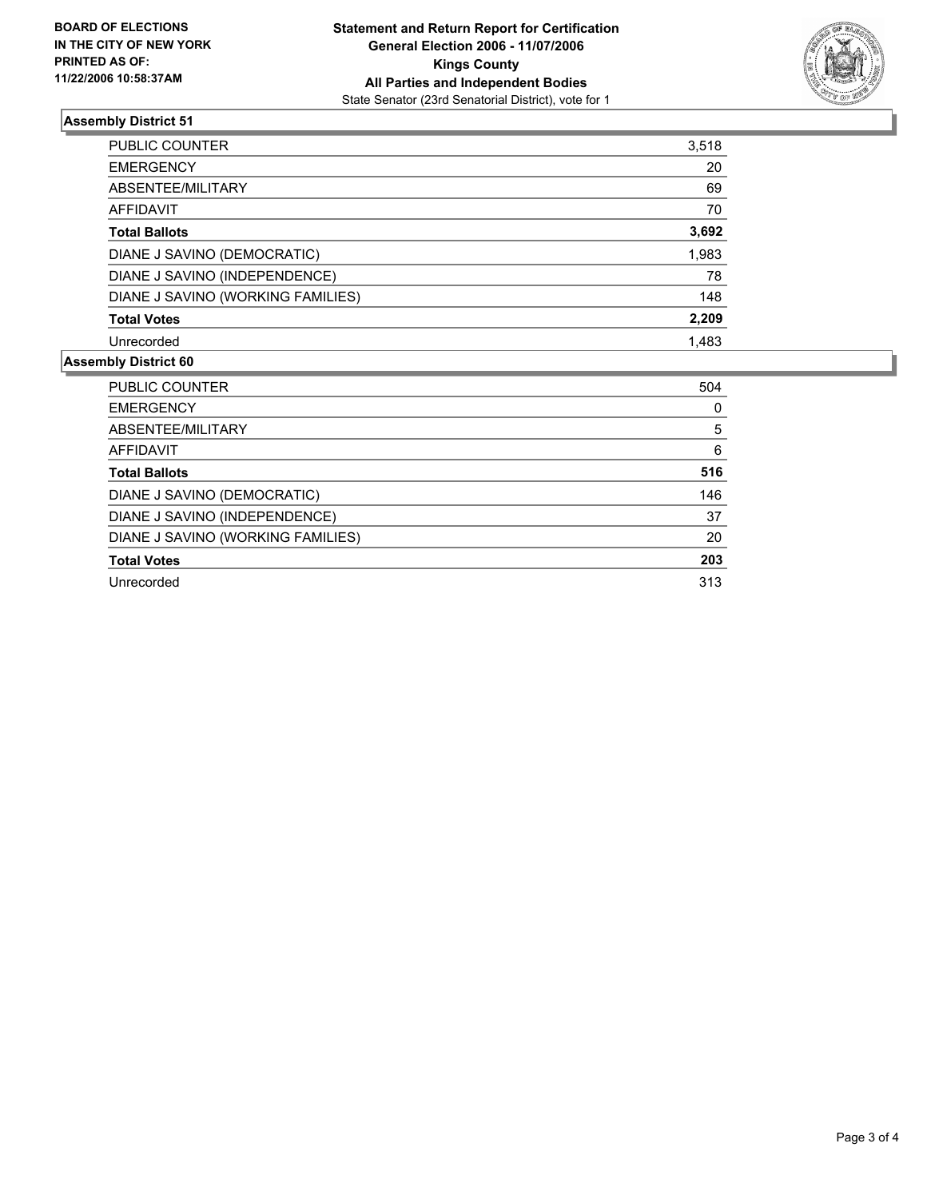**BOARD OF ELECTIONS IN THE CITY OF NEW YORK PRINTED AS OF: 11/22/2006 10:58:37AM**

**Statement and Return Report for Certification**
**General Election 2006 - 11/07/2006**
**Kings County**
**All Parties and Independent Bodies**
State Senator (23rd Senatorial District), vote for 1

## Assembly District 51

| | |
|---|---|
| PUBLIC COUNTER | 3,518 |
| EMERGENCY | 20 |
| ABSENTEE/MILITARY | 69 |
| AFFIDAVIT | 70 |
| **Total Ballots** | **3,692** |
| DIANE J SAVINO (DEMOCRATIC) | 1,983 |
| DIANE J SAVINO (INDEPENDENCE) | 78 |
| DIANE J SAVINO (WORKING FAMILIES) | 148 |
| **Total Votes** | **2,209** |
| Unrecorded | 1,483 |

## Assembly District 60

| | |
|---|---|
| PUBLIC COUNTER | 504 |
| EMERGENCY | 0 |
| ABSENTEE/MILITARY | 5 |
| AFFIDAVIT | 6 |
| **Total Ballots** | **516** |
| DIANE J SAVINO (DEMOCRATIC) | 146 |
| DIANE J SAVINO (INDEPENDENCE) | 37 |
| DIANE J SAVINO (WORKING FAMILIES) | 20 |
| **Total Votes** | **203** |
| Unrecorded | 313 |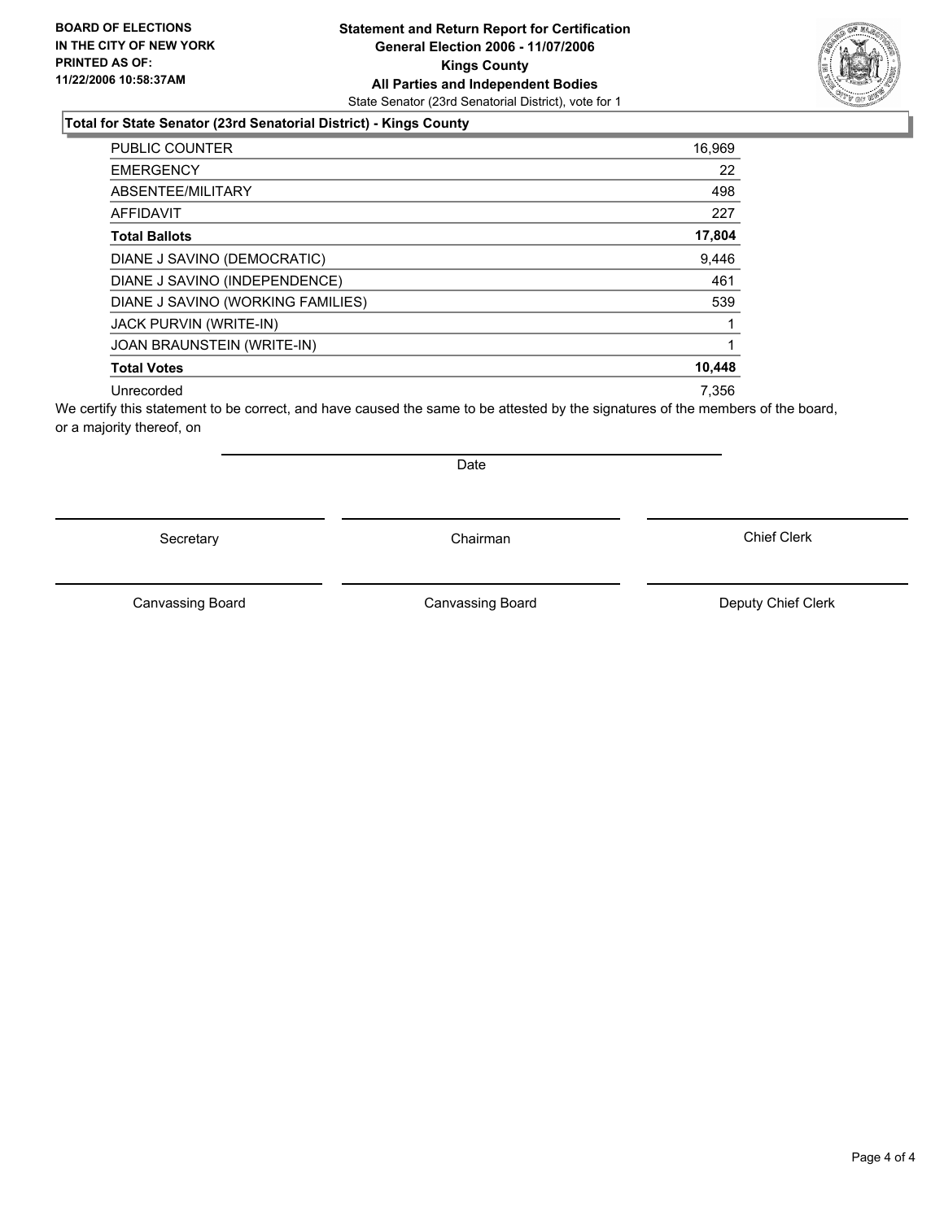**BOARD OF ELECTIONS IN THE CITY OF NEW YORK PRINTED AS OF: 11/22/2006 10:58:37AM**

**Statement and Return Report for Certification**
**General Election 2006 - 11/07/2006**
**Kings County**
**All Parties and Independent Bodies**
State Senator (23rd Senatorial District), vote for 1

### Total for State Senator (23rd Senatorial District) - Kings County

| | |
|---|---|
| PUBLIC COUNTER | 16,969 |
| EMERGENCY | 22 |
| ABSENTEE/MILITARY | 498 |
| AFFIDAVIT | 227 |
| **Total Ballots** | **17,804** |
| DIANE J SAVINO (DEMOCRATIC) | 9,446 |
| DIANE J SAVINO (INDEPENDENCE) | 461 |
| DIANE J SAVINO (WORKING FAMILIES) | 539 |
| JACK PURVIN (WRITE-IN) | 1 |
| JOAN BRAUNSTEIN (WRITE-IN) | 1 |
| **Total Votes** | **10,448** |
| Unrecorded | 7,356 |

We certify this statement to be correct, and have caused the same to be attested by the signatures of the members of the board, or a majority thereof, on

Date

Secretary

Chairman

Chief Clerk

Canvassing Board

Canvassing Board

Deputy Chief Clerk